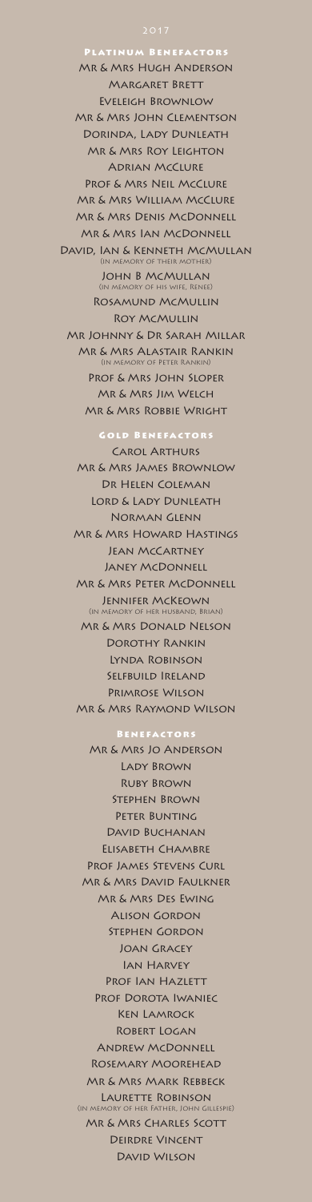2017

## Platinum Benefactors

Mr & Mrs Hugh Anderson
Margaret Brett
Eveleigh Brownlow
Mr & Mrs John Clementson
Dorinda, Lady Dunleath
Mr & Mrs Roy Leighton
Adrian McClure
Prof & Mrs Neil McClure
Mr & Mrs William McClure
Mr & Mrs Denis McDonnell
Mr & Mrs Ian McDonnell
David, Ian & Kenneth McMullan
(in memory of their mother)
John B McMullan
(in memory of his wife, Renee)
Rosamund McMullin
Roy McMullin
Mr Johnny & Dr Sarah Millar
Mr & Mrs Alastair Rankin
(in memory of Peter Rankin)
Prof & Mrs John Sloper
Mr & Mrs Jim Welch
Mr & Mrs Robbie Wright

## Gold Benefactors

Carol Arthurs
Mr & Mrs James Brownlow
Dr Helen Coleman
Lord & Lady Dunleath
Norman Glenn
Mr & Mrs Howard Hastings
Jean McCartney
Janey McDonnell
Mr & Mrs Peter McDonnell
Jennifer McKeown
(in memory of her husband, Brian)
Mr & Mrs Donald Nelson
Dorothy Rankin
Lynda Robinson
Selfbuild Ireland
Primrose Wilson
Mr & Mrs Raymond Wilson

## Benefactors

Mr & Mrs Jo Anderson
Lady Brown
Ruby Brown
Stephen Brown
Peter Bunting
David Buchanan
Elisabeth Chambre
Prof James Stevens Curl
Mr & Mrs David Faulkner
Mr & Mrs Des Ewing
Alison Gordon
Stephen Gordon
Joan Gracey
Ian Harvey
Prof Ian Hazlett
Prof Dorota Iwaniec
Ken Lamrock
Robert Logan
Andrew McDonnell
Rosemary Moorehead
Mr & Mrs Mark Rebbeck
Laurette Robinson
(in memory of her father, John Gillespie)
Mr & Mrs Charles Scott
Deirdre Vincent
David Wilson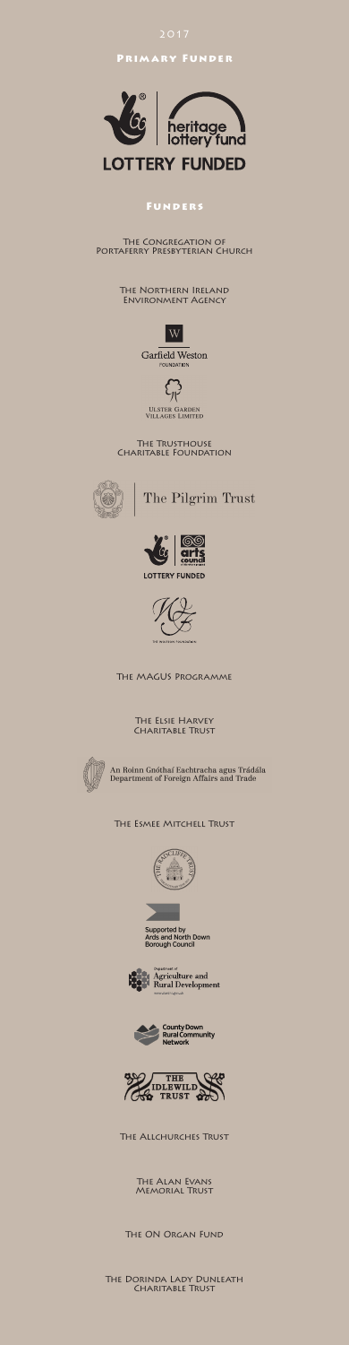2017

## Primary Funder

heritage lottery fund

LOTTERY FUNDED

## Funders

The Congregation of Portaferry Presbyterian Church

The Northern Ireland Environment Agency

Garfield Weston Foundation

Ulster Garden Villages Limited

The Trusthouse Charitable Foundation

The Pilgrim Trust

arts council

LOTTERY FUNDED

The Wolfson Foundation

The MAGUS Programme

The Elsie Harvey Charitable Trust

An Roinn Gnóthaí Eachtracha agus Trádála
Department of Foreign Affairs and Trade

The Esmee Mitchell Trust

The Radcliffe Trust

Supported by Ards and North Down Borough Council

Department of Agriculture and Rural Development

County Down Rural Community Network

The Idlewild Trust

The Allchurches Trust

The Alan Evans Memorial Trust

The ON Organ Fund

The Dorinda Lady Dunleath Charitable Trust